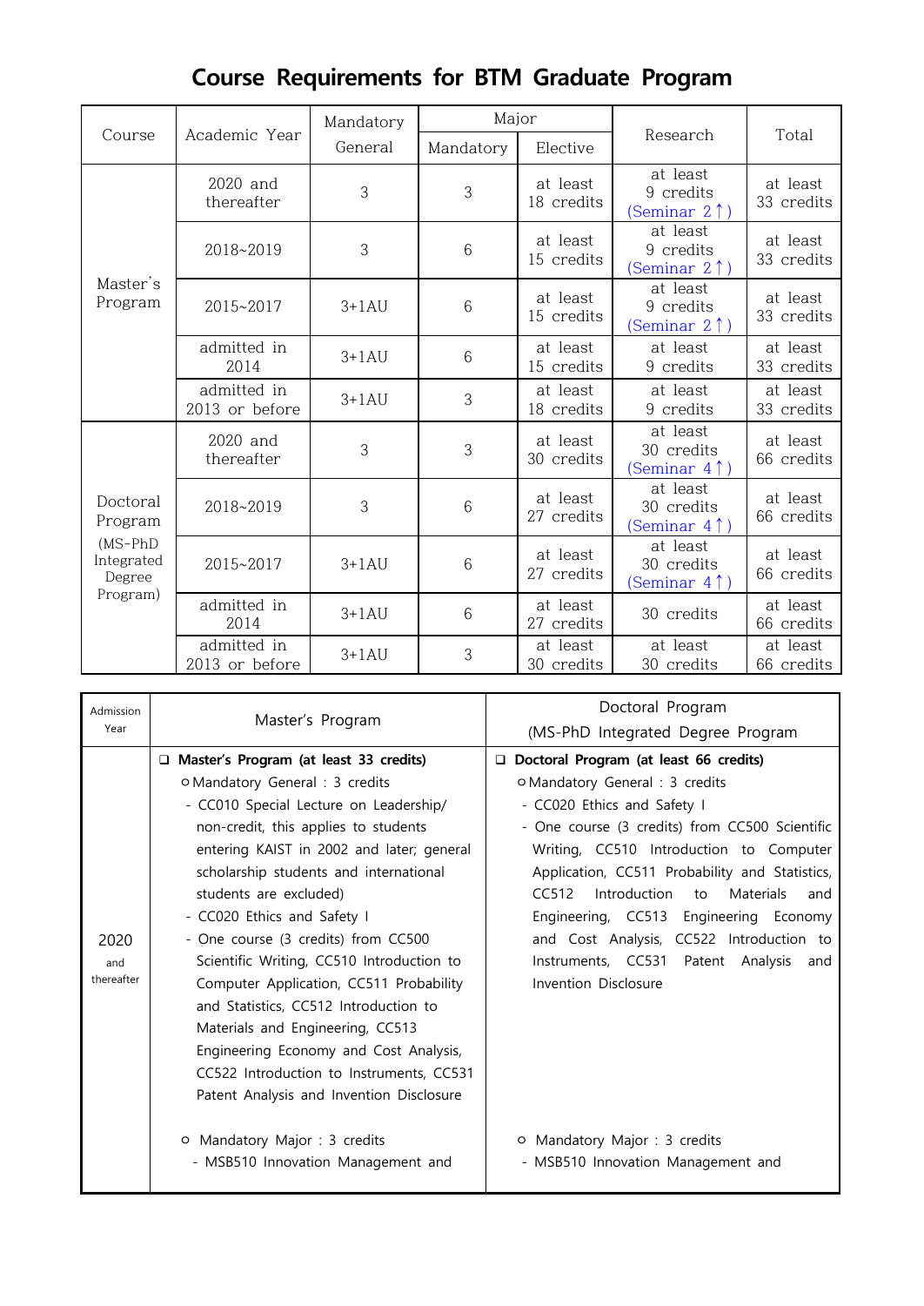# Course Requirements for BTM Graduate Program

| Course | Academic Year | Mandatory General | Major | | Research | Total |
|---|---|---|---|---|---|---|
| | | | Mandatory | Elective | | |
| Master's Program | 2020 and thereafter | 3 | 3 | at least 18 credits | at least 9 credits (Seminar 2↑) | at least 33 credits |
| | 2018~2019 | 3 | 6 | at least 15 credits | at least 9 credits (Seminar 2↑) | at least 33 credits |
| | 2015~2017 | 3+1AU | 6 | at least 15 credits | at least 9 credits (Seminar 2↑) | at least 33 credits |
| | admitted in 2014 | 3+1AU | 6 | at least 15 credits | at least 9 credits | at least 33 credits |
| | admitted in 2013 or before | 3+1AU | 3 | at least 18 credits | at least 9 credits | at least 33 credits |
| Doctoral Program (MS-PhD Integrated Degree Program) | 2020 and thereafter | 3 | 3 | at least 30 credits | at least 30 credits (Seminar 4↑) | at least 66 credits |
| | 2018~2019 | 3 | 6 | at least 27 credits | at least 30 credits (Seminar 4↑) | at least 66 credits |
| | 2015~2017 | 3+1AU | 6 | at least 27 credits | at least 30 credits (Seminar 4↑) | at least 66 credits |
| | admitted in 2014 | 3+1AU | 6 | at least 27 credits | 30 credits | at least 66 credits |
| | admitted in 2013 or before | 3+1AU | 3 | at least 30 credits | at least 30 credits | at least 66 credits |

| Admission Year | Master's Program | Doctoral Program (MS-PhD Integrated Degree Program |
|---|---|---|
| 2020 and thereafter | ❑ **Master's Program (at least 33 credits)**<br>○ Mandatory General : 3 credits<br>- CC010 Special Lecture on Leadership/ non-credit, this applies to students entering KAIST in 2002 and later; general scholarship students and international students are excluded)<br>- CC020 Ethics and Safety I<br>- One course (3 credits) from CC500 Scientific Writing, CC510 Introduction to Computer Application, CC511 Probability and Statistics, CC512 Introduction to Materials and Engineering, CC513 Engineering Economy and Cost Analysis, CC522 Introduction to Instruments, CC531 Patent Analysis and Invention Disclosure<br><br>○ Mandatory Major : 3 credits<br>- MSB510 Innovation Management and | ❑ **Doctoral Program (at least 66 credits)**<br>○ Mandatory General : 3 credits<br>- CC020 Ethics and Safety I<br>- One course (3 credits) from CC500 Scientific Writing, CC510 Introduction to Computer Application, CC511 Probability and Statistics, CC512 Introduction to Materials and Engineering, CC513 Engineering Economy and Cost Analysis, CC522 Introduction to Instruments, CC531 Patent Analysis and Invention Disclosure<br><br>○ Mandatory Major : 3 credits<br>- MSB510 Innovation Management and |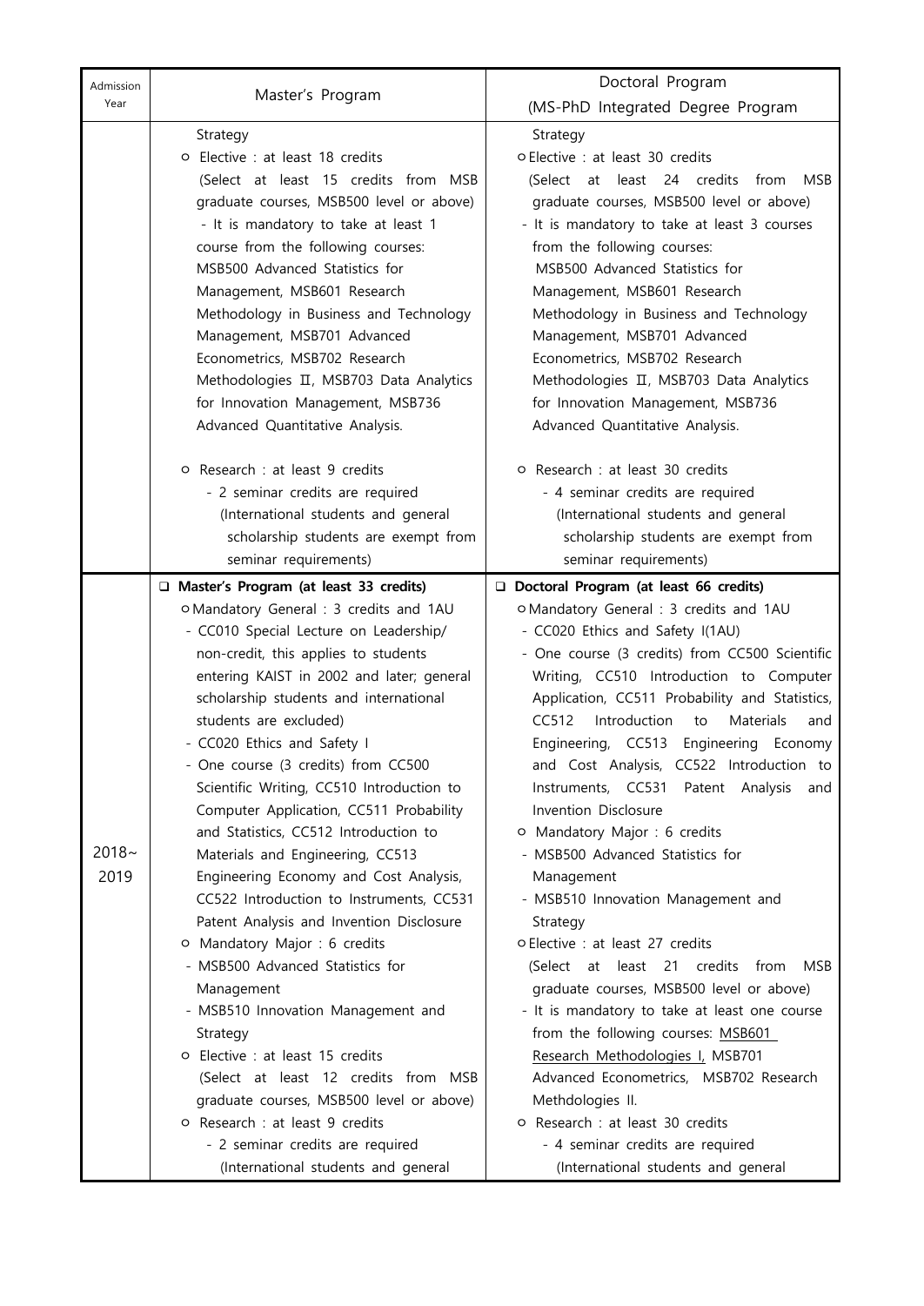| Admission Year | Master's Program | Doctoral Program (MS-PhD Integrated Degree Program |
|---|---|---|
| | Strategy<br>○ Elective : at least 18 credits<br>(Select at least 15 credits from MSB graduate courses, MSB500 level or above)<br>- It is mandatory to take at least 1 course from the following courses: MSB500 Advanced Statistics for Management, MSB601 Research Methodology in Business and Technology Management, MSB701 Advanced Econometrics, MSB702 Research Methodologies Ⅱ, MSB703 Data Analytics for Innovation Management, MSB736 Advanced Quantitative Analysis.<br><br>○ Research : at least 9 credits<br>- 2 seminar credits are required (International students and general scholarship students are exempt from seminar requirements) | Strategy<br>○ Elective : at least 30 credits<br>(Select at least 24 credits from MSB graduate courses, MSB500 level or above)<br>- It is mandatory to take at least 3 courses from the following courses: MSB500 Advanced Statistics for Management, MSB601 Research Methodology in Business and Technology Management, MSB701 Advanced Econometrics, MSB702 Research Methodologies Ⅱ, MSB703 Data Analytics for Innovation Management, MSB736 Advanced Quantitative Analysis.<br><br>○ Research : at least 30 credits<br>- 4 seminar credits are required (International students and general scholarship students are exempt from seminar requirements) |
| 2018~ 2019 | ❑ **Master's Program (at least 33 credits)**<br>○ Mandatory General : 3 credits and 1AU<br>- CC010 Special Lecture on Leadership/ non-credit, this applies to students entering KAIST in 2002 and later; general scholarship students and international students are excluded)<br>- CC020 Ethics and Safety I<br>- One course (3 credits) from CC500 Scientific Writing, CC510 Introduction to Computer Application, CC511 Probability and Statistics, CC512 Introduction to Materials and Engineering, CC513 Engineering Economy and Cost Analysis, CC522 Introduction to Instruments, CC531 Patent Analysis and Invention Disclosure<br>○ Mandatory Major : 6 credits<br>- MSB500 Advanced Statistics for Management<br>- MSB510 Innovation Management and Strategy<br>○ Elective : at least 15 credits<br>(Select at least 12 credits from MSB graduate courses, MSB500 level or above)<br>○ Research : at least 9 credits<br>- 2 seminar credits are required (International students and general | ❑ **Doctoral Program (at least 66 credits)**<br>○ Mandatory General : 3 credits and 1AU<br>- CC020 Ethics and Safety I(1AU)<br>- One course (3 credits) from CC500 Scientific Writing, CC510 Introduction to Computer Application, CC511 Probability and Statistics, CC512 Introduction to Materials and Engineering, CC513 Engineering Economy and Cost Analysis, CC522 Introduction to Instruments, CC531 Patent Analysis and Invention Disclosure<br>○ Mandatory Major : 6 credits<br>- MSB500 Advanced Statistics for Management<br>- MSB510 Innovation Management and Strategy<br>○ Elective : at least 27 credits<br>(Select at least 21 credits from MSB graduate courses, MSB500 level or above)<br>- It is mandatory to take at least one course from the following courses: MSB601 Research Methodologies I, MSB701 Advanced Econometrics, MSB702 Research Methdologies II.<br>○ Research : at least 30 credits<br>- 4 seminar credits are required (International students and general |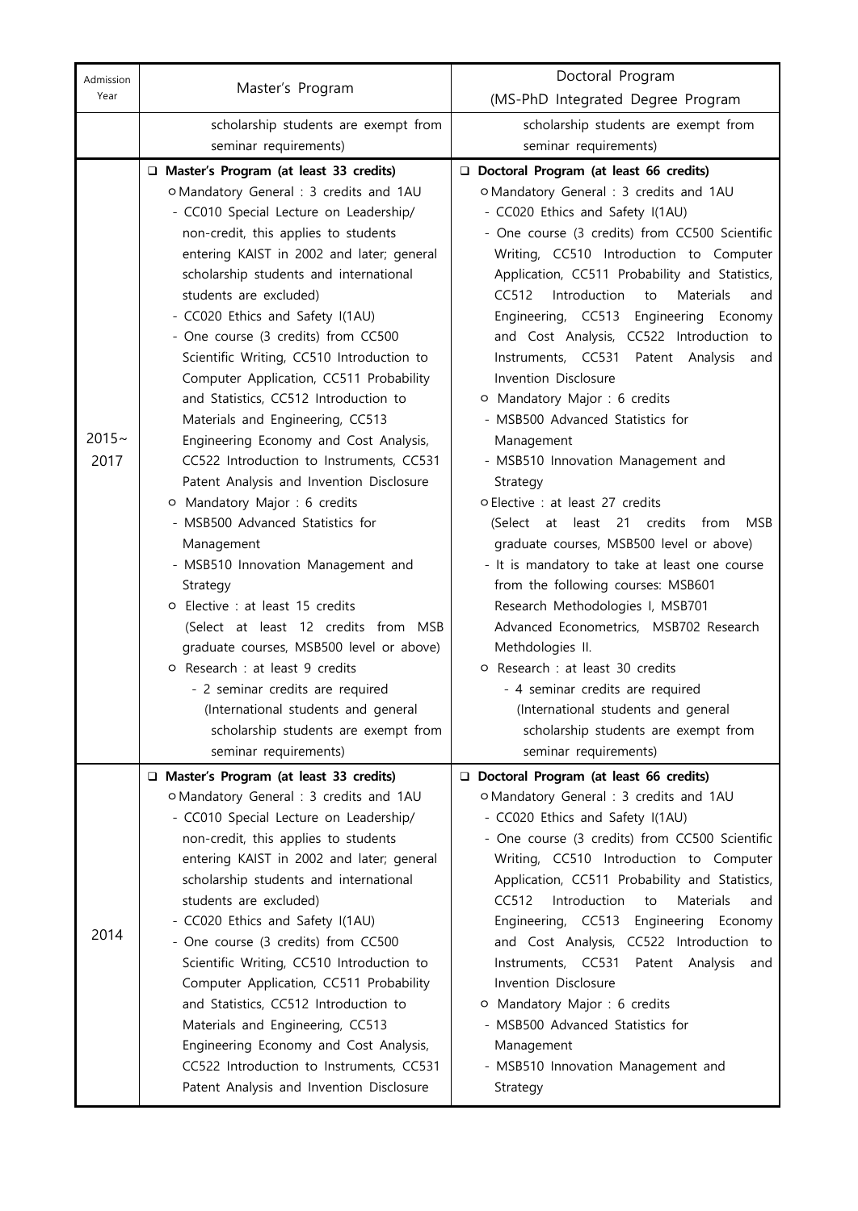| Admission Year | Master's Program | Doctoral Program (MS-PhD Integrated Degree Program |
|---|---|---|
| | scholarship students are exempt from seminar requirements) | scholarship students are exempt from seminar requirements) |
| 2015~ 2017 | ❑ **Master's Program (at least 33 credits)**<br>○ Mandatory General : 3 credits and 1AU<br>- CC010 Special Lecture on Leadership/ non-credit, this applies to students entering KAIST in 2002 and later; general scholarship students and international students are excluded)<br>- CC020 Ethics and Safety I(1AU)<br>- One course (3 credits) from CC500 Scientific Writing, CC510 Introduction to Computer Application, CC511 Probability and Statistics, CC512 Introduction to Materials and Engineering, CC513 Engineering Economy and Cost Analysis, CC522 Introduction to Instruments, CC531 Patent Analysis and Invention Disclosure<br>○ Mandatory Major : 6 credits<br>- MSB500 Advanced Statistics for Management<br>- MSB510 Innovation Management and Strategy<br>○ Elective : at least 15 credits<br>(Select at least 12 credits from MSB graduate courses, MSB500 level or above)<br>○ Research : at least 9 credits<br>- 2 seminar credits are required (International students and general scholarship students are exempt from seminar requirements) | ❑ **Doctoral Program (at least 66 credits)**<br>○ Mandatory General : 3 credits and 1AU<br>- CC020 Ethics and Safety I(1AU)<br>- One course (3 credits) from CC500 Scientific Writing, CC510 Introduction to Computer Application, CC511 Probability and Statistics, CC512 Introduction to Materials and Engineering, CC513 Engineering Economy and Cost Analysis, CC522 Introduction to Instruments, CC531 Patent Analysis and Invention Disclosure<br>○ Mandatory Major : 6 credits<br>- MSB500 Advanced Statistics for Management<br>- MSB510 Innovation Management and Strategy<br>○ Elective : at least 27 credits<br>(Select at least 21 credits from MSB graduate courses, MSB500 level or above)<br>- It is mandatory to take at least one course from the following courses: MSB601 Research Methodologies I, MSB701 Advanced Econometrics, MSB702 Research Methdologies II.<br>○ Research : at least 30 credits<br>- 4 seminar credits are required (International students and general scholarship students are exempt from seminar requirements) |
| 2014 | ❑ **Master's Program (at least 33 credits)**<br>○ Mandatory General : 3 credits and 1AU<br>- CC010 Special Lecture on Leadership/ non-credit, this applies to students entering KAIST in 2002 and later; general scholarship students and international students are excluded)<br>- CC020 Ethics and Safety I(1AU)<br>- One course (3 credits) from CC500 Scientific Writing, CC510 Introduction to Computer Application, CC511 Probability and Statistics, CC512 Introduction to Materials and Engineering, CC513 Engineering Economy and Cost Analysis, CC522 Introduction to Instruments, CC531 Patent Analysis and Invention Disclosure | ❑ **Doctoral Program (at least 66 credits)**<br>○ Mandatory General : 3 credits and 1AU<br>- CC020 Ethics and Safety I(1AU)<br>- One course (3 credits) from CC500 Scientific Writing, CC510 Introduction to Computer Application, CC511 Probability and Statistics, CC512 Introduction to Materials and Engineering, CC513 Engineering Economy and Cost Analysis, CC522 Introduction to Instruments, CC531 Patent Analysis and Invention Disclosure<br>○ Mandatory Major : 6 credits<br>- MSB500 Advanced Statistics for Management<br>- MSB510 Innovation Management and Strategy |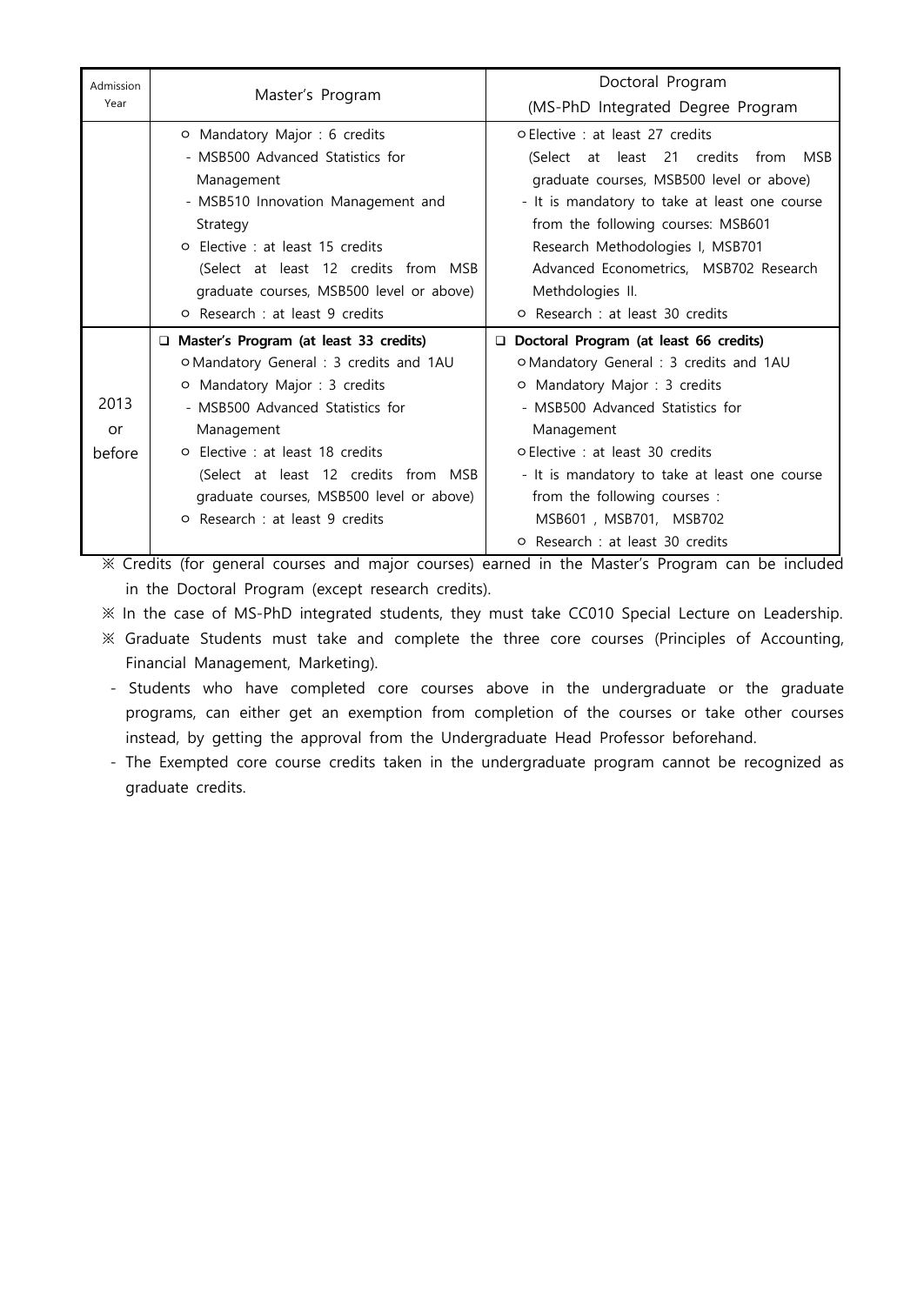| Admission Year | Master's Program | Doctoral Program (MS-PhD Integrated Degree Program |
|---|---|---|
| | ㅇ Mandatory Major : 6 credits<br>- MSB500 Advanced Statistics for Management<br>- MSB510 Innovation Management and Strategy<br>ㅇ Elective : at least 15 credits<br>(Select at least 12 credits from MSB graduate courses, MSB500 level or above)<br>ㅇ Research : at least 9 credits | ㅇElective : at least 27 credits<br>(Select at least 21 credits from MSB graduate courses, MSB500 level or above)<br>- It is mandatory to take at least one course from the following courses: MSB601 Research Methodologies I, MSB701 Advanced Econometrics, MSB702 Research Methdologies II.<br>ㅇ Research : at least 30 credits |
| 2013 or before | ❑ **Master's Program (at least 33 credits)**<br>ㅇMandatory General : 3 credits and 1AU<br>ㅇ Mandatory Major : 3 credits<br>- MSB500 Advanced Statistics for Management<br>ㅇ Elective : at least 18 credits<br>(Select at least 12 credits from MSB graduate courses, MSB500 level or above)<br>ㅇ Research : at least 9 credits | ❑ **Doctoral Program (at least 66 credits)**<br>ㅇMandatory General : 3 credits and 1AU<br>ㅇ Mandatory Major : 3 credits<br>- MSB500 Advanced Statistics for Management<br>ㅇElective : at least 30 credits<br>- It is mandatory to take at least one course from the following courses :<br>MSB601 , MSB701, MSB702<br>ㅇ Research : at least 30 credits |

※ Credits (for general courses and major courses) earned in the Master's Program can be included in the Doctoral Program (except research credits).

※ In the case of MS-PhD integrated students, they must take CC010 Special Lecture on Leadership.

※ Graduate Students must take and complete the three core courses (Principles of Accounting, Financial Management, Marketing).

- Students who have completed core courses above in the undergraduate or the graduate programs, can either get an exemption from completion of the courses or take other courses instead, by getting the approval from the Undergraduate Head Professor beforehand.
- The Exempted core course credits taken in the undergraduate program cannot be recognized as graduate credits.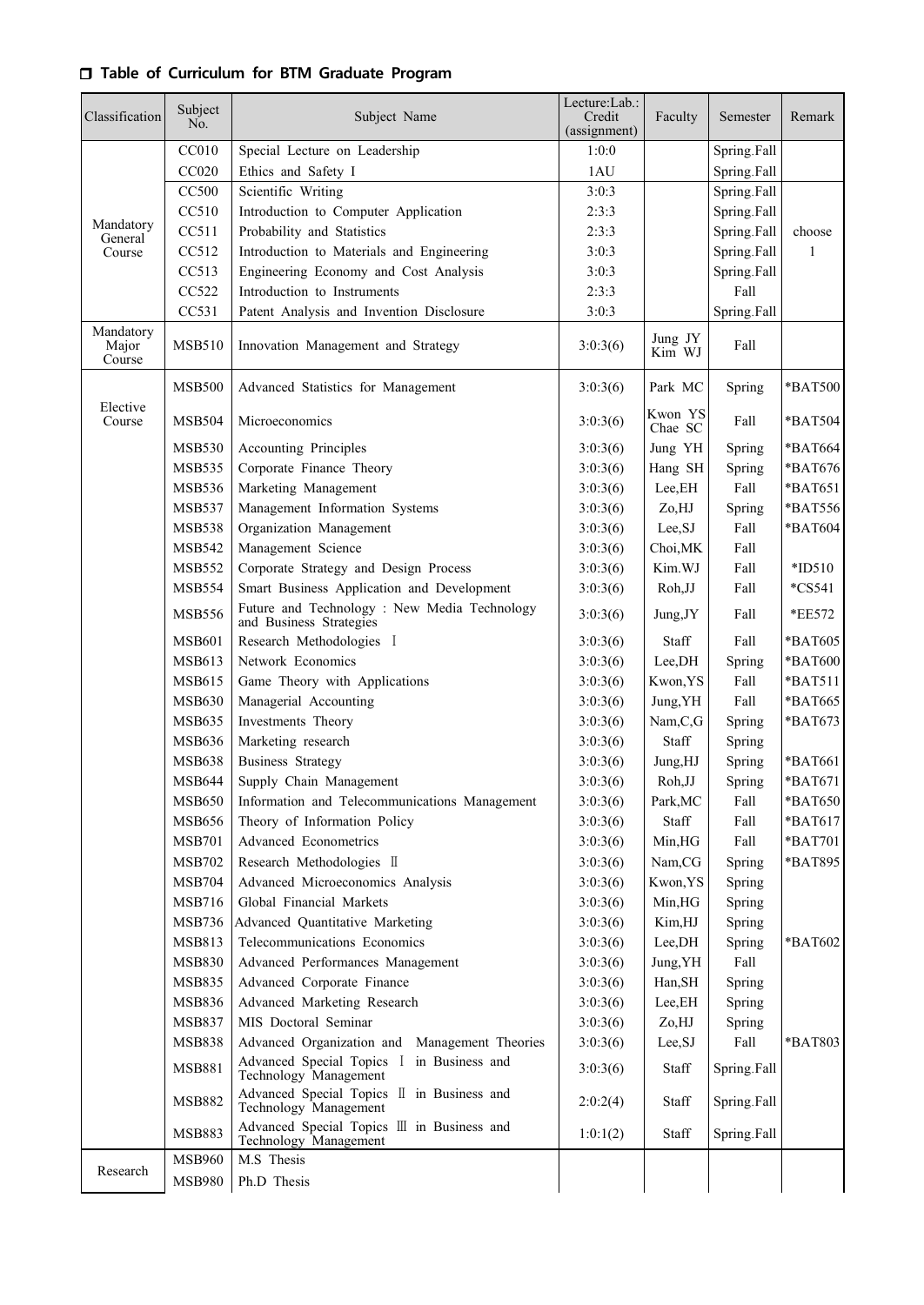## ❐ Table of Curriculum for BTM Graduate Program

| Classification | Subject No. | Subject Name | Lecture:Lab.:Credit (assignment) | Faculty | Semester | Remark |
|---|---|---|---|---|---|---|
| Mandatory General Course | CC010 | Special Lecture on Leadership | 1:0:0 | | Spring.Fall | |
| | CC020 | Ethics and Safety I | 1AU | | Spring.Fall | |
| | CC500 | Scientific Writing | 3:0:3 | | Spring.Fall | choose 1 |
| | CC510 | Introduction to Computer Application | 2:3:3 | | Spring.Fall | |
| | CC511 | Probability and Statistics | 2:3:3 | | Spring.Fall | |
| | CC512 | Introduction to Materials and Engineering | 3:0:3 | | Spring.Fall | |
| | CC513 | Engineering Economy and Cost Analysis | 3:0:3 | | Spring.Fall | |
| | CC522 | Introduction to Instruments | 2:3:3 | | Fall | |
| | CC531 | Patent Analysis and Invention Disclosure | 3:0:3 | | Spring.Fall | |
| Mandatory Major Course | MSB510 | Innovation Management and Strategy | 3:0:3(6) | Jung JY Kim WJ | Fall | |
| Elective Course | MSB500 | Advanced Statistics for Management | 3:0:3(6) | Park MC | Spring | *BAT500 |
| | MSB504 | Microeconomics | 3:0:3(6) | Kwon YS Chae SC | Fall | *BAT504 |
| | MSB530 | Accounting Principles | 3:0:3(6) | Jung YH | Spring | *BAT664 |
| | MSB535 | Corporate Finance Theory | 3:0:3(6) | Hang SH | Spring | *BAT676 |
| | MSB536 | Marketing Management | 3:0:3(6) | Lee,EH | Fall | *BAT651 |
| | MSB537 | Management Information Systems | 3:0:3(6) | Zo,HJ | Spring | *BAT556 |
| | MSB538 | Organization Management | 3:0:3(6) | Lee,SJ | Fall | *BAT604 |
| | MSB542 | Management Science | 3:0:3(6) | Choi,MK | Fall | |
| | MSB552 | Corporate Strategy and Design Process | 3:0:3(6) | Kim.WJ | Fall | *ID510 |
| | MSB554 | Smart Business Application and Development | 3:0:3(6) | Roh,JJ | Fall | *CS541 |
| | MSB556 | Future and Technology : New Media Technology and Business Strategies | 3:0:3(6) | Jung,JY | Fall | *EE572 |
| | MSB601 | Research Methodologies Ⅰ | 3:0:3(6) | Staff | Fall | *BAT605 |
| | MSB613 | Network Economics | 3:0:3(6) | Lee,DH | Spring | *BAT600 |
| | MSB615 | Game Theory with Applications | 3:0:3(6) | Kwon,YS | Fall | *BAT511 |
| | MSB630 | Managerial Accounting | 3:0:3(6) | Jung,YH | Fall | *BAT665 |
| | MSB635 | Investments Theory | 3:0:3(6) | Nam,C,G | Spring | *BAT673 |
| | MSB636 | Marketing research | 3:0:3(6) | Staff | Spring | |
| | MSB638 | Business Strategy | 3:0:3(6) | Jung,HJ | Spring | *BAT661 |
| | MSB644 | Supply Chain Management | 3:0:3(6) | Roh,JJ | Spring | *BAT671 |
| | MSB650 | Information and Telecommunications Management | 3:0:3(6) | Park,MC | Fall | *BAT650 |
| | MSB656 | Theory of Information Policy | 3:0:3(6) | Staff | Fall | *BAT617 |
| | MSB701 | Advanced Econometrics | 3:0:3(6) | Min,HG | Fall | *BAT701 |
| | MSB702 | Research Methodologies Ⅱ | 3:0:3(6) | Nam,CG | Spring | *BAT895 |
| | MSB704 | Advanced Microeconomics Analysis | 3:0:3(6) | Kwon,YS | Spring | |
| | MSB716 | Global Financial Markets | 3:0:3(6) | Min,HG | Spring | |
| | MSB736 | Advanced Quantitative Marketing | 3:0:3(6) | Kim,HJ | Spring | |
| | MSB813 | Telecommunications Economics | 3:0:3(6) | Lee,DH | Spring | *BAT602 |
| | MSB830 | Advanced Performances Management | 3:0:3(6) | Jung,YH | Fall | |
| | MSB835 | Advanced Corporate Finance | 3:0:3(6) | Han,SH | Spring | |
| | MSB836 | Advanced Marketing Research | 3:0:3(6) | Lee,EH | Spring | |
| | MSB837 | MIS Doctoral Seminar | 3:0:3(6) | Zo,HJ | Spring | |
| | MSB838 | Advanced Organization and Management Theories | 3:0:3(6) | Lee,SJ | Fall | *BAT803 |
| | MSB881 | Advanced Special Topics Ⅰ in Business and Technology Management | 3:0:3(6) | Staff | Spring.Fall | |
| | MSB882 | Advanced Special Topics Ⅱ in Business and Technology Management | 2:0:2(4) | Staff | Spring.Fall | |
| | MSB883 | Advanced Special Topics Ⅲ in Business and Technology Management | 1:0:1(2) | Staff | Spring.Fall | |
| Research | MSB960 | M.S Thesis | | | | |
| | MSB980 | Ph.D Thesis | | | | |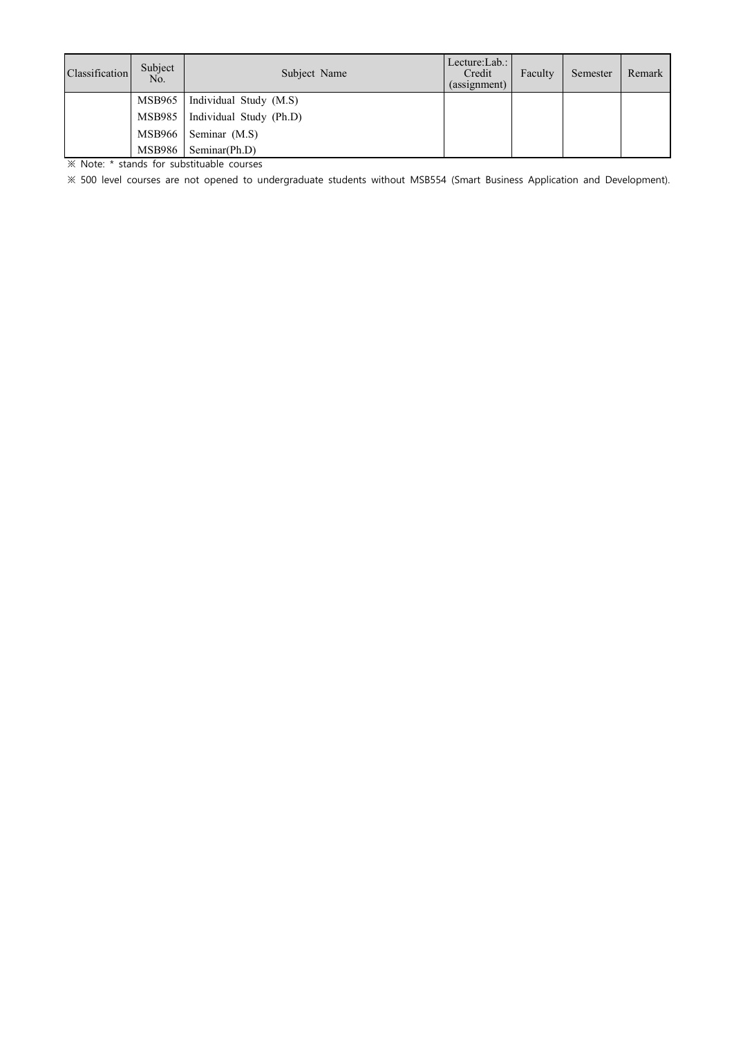| Classification | Subject No. | Subject Name | Lecture:Lab.: Credit (assignment) | Faculty | Semester | Remark |
| --- | --- | --- | --- | --- | --- | --- |
| | MSB965 | Individual Study (M.S) | | | | |
| | MSB985 | Individual Study (Ph.D) | | | | |
| | MSB966 | Seminar (M.S) | | | | |
| | MSB986 | Seminar(Ph.D) | | | | |

※ Note: * stands for substituable courses

※ 500 level courses are not opened to undergraduate students without MSB554 (Smart Business Application and Development).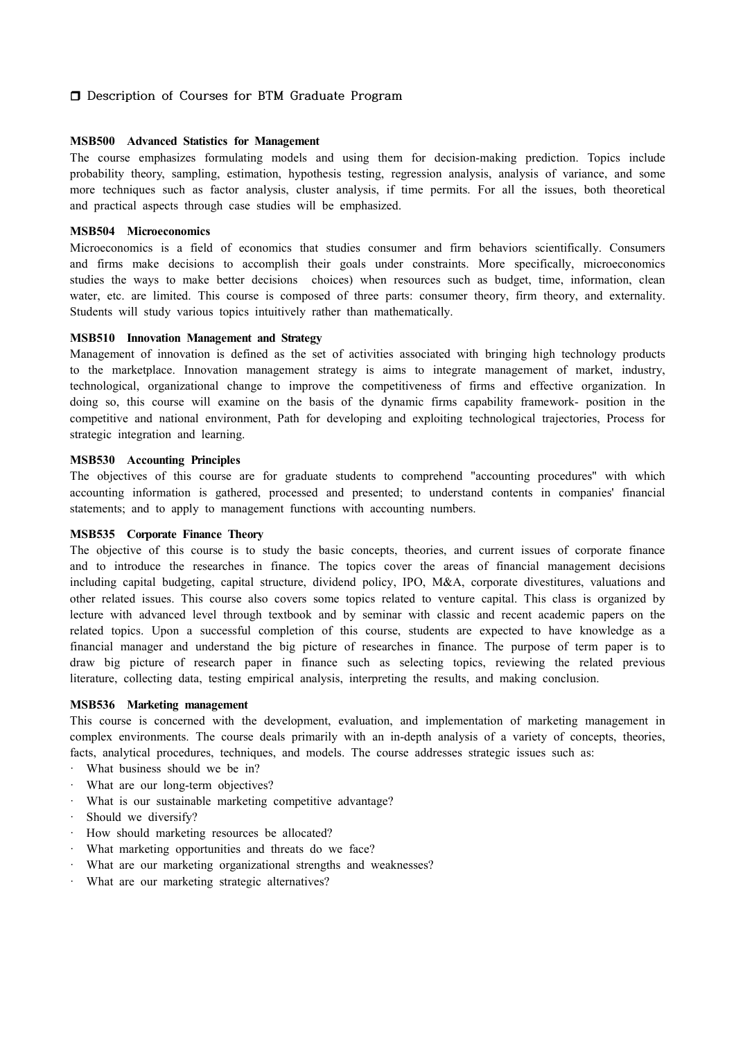## ❐ Description of Courses for BTM Graduate Program

**MSB500 Advanced Statistics for Management**

The course emphasizes formulating models and using them for decision-making prediction. Topics include probability theory, sampling, estimation, hypothesis testing, regression analysis, analysis of variance, and some more techniques such as factor analysis, cluster analysis, if time permits. For all the issues, both theoretical and practical aspects through case studies will be emphasized.

**MSB504 Microeconomics**

Microeconomics is a field of economics that studies consumer and firm behaviors scientifically. Consumers and firms make decisions to accomplish their goals under constraints. More specifically, microeconomics studies the ways to make better decisions choices) when resources such as budget, time, information, clean water, etc. are limited. This course is composed of three parts: consumer theory, firm theory, and externality. Students will study various topics intuitively rather than mathematically.

**MSB510 Innovation Management and Strategy**

Management of innovation is defined as the set of activities associated with bringing high technology products to the marketplace. Innovation management strategy is aims to integrate management of market, industry, technological, organizational change to improve the competitiveness of firms and effective organization. In doing so, this course will examine on the basis of the dynamic firms capability framework- position in the competitive and national environment, Path for developing and exploiting technological trajectories, Process for strategic integration and learning.

**MSB530 Accounting Principles**

The objectives of this course are for graduate students to comprehend "accounting procedures" with which accounting information is gathered, processed and presented; to understand contents in companies' financial statements; and to apply to management functions with accounting numbers.

**MSB535 Corporate Finance Theory**

The objective of this course is to study the basic concepts, theories, and current issues of corporate finance and to introduce the researches in finance. The topics cover the areas of financial management decisions including capital budgeting, capital structure, dividend policy, IPO, M&A, corporate divestitures, valuations and other related issues. This course also covers some topics related to venture capital. This class is organized by lecture with advanced level through textbook and by seminar with classic and recent academic papers on the related topics. Upon a successful completion of this course, students are expected to have knowledge as a financial manager and understand the big picture of researches in finance. The purpose of term paper is to draw big picture of research paper in finance such as selecting topics, reviewing the related previous literature, collecting data, testing empirical analysis, interpreting the results, and making conclusion.

**MSB536 Marketing management**

This course is concerned with the development, evaluation, and implementation of marketing management in complex environments. The course deals primarily with an in-depth analysis of a variety of concepts, theories, facts, analytical procedures, techniques, and models. The course addresses strategic issues such as:

- What business should we be in?
- What are our long-term objectives?
- What is our sustainable marketing competitive advantage?
- Should we diversify?
- How should marketing resources be allocated?
- What marketing opportunities and threats do we face?
- What are our marketing organizational strengths and weaknesses?
- What are our marketing strategic alternatives?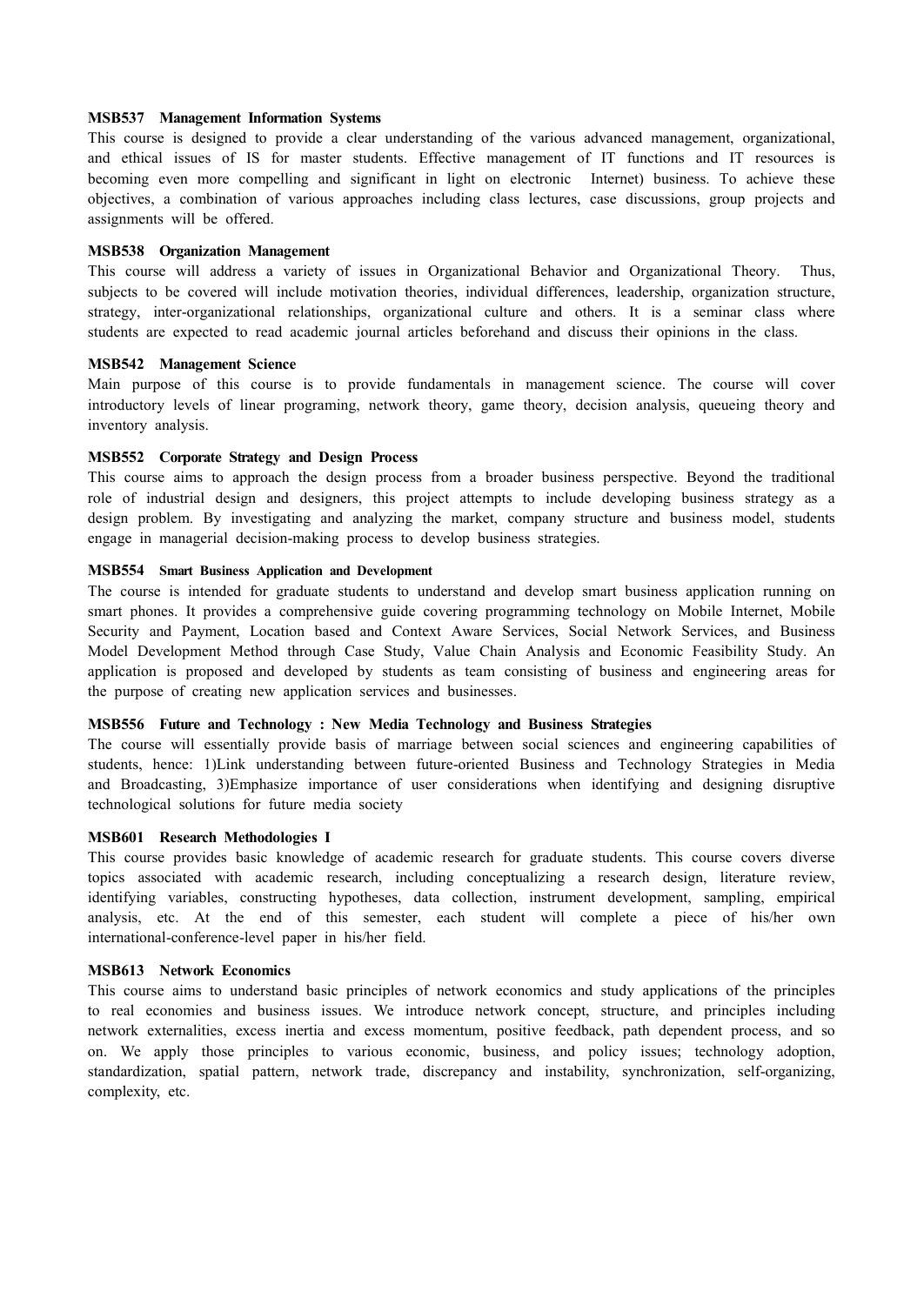**MSB537 Management Information Systems**

This course is designed to provide a clear understanding of the various advanced management, organizational, and ethical issues of IS for master students. Effective management of IT functions and IT resources is becoming even more compelling and significant in light on electronic Internet) business. To achieve these objectives, a combination of various approaches including class lectures, case discussions, group projects and assignments will be offered.

**MSB538 Organization Management**

This course will address a variety of issues in Organizational Behavior and Organizational Theory. Thus, subjects to be covered will include motivation theories, individual differences, leadership, organization structure, strategy, inter-organizational relationships, organizational culture and others. It is a seminar class where students are expected to read academic journal articles beforehand and discuss their opinions in the class.

**MSB542 Management Science**

Main purpose of this course is to provide fundamentals in management science. The course will cover introductory levels of linear programing, network theory, game theory, decision analysis, queueing theory and inventory analysis.

**MSB552 Corporate Strategy and Design Process**

This course aims to approach the design process from a broader business perspective. Beyond the traditional role of industrial design and designers, this project attempts to include developing business strategy as a design problem. By investigating and analyzing the market, company structure and business model, students engage in managerial decision-making process to develop business strategies.

**MSB554 Smart Business Application and Development**

The course is intended for graduate students to understand and develop smart business application running on smart phones. It provides a comprehensive guide covering programming technology on Mobile Internet, Mobile Security and Payment, Location based and Context Aware Services, Social Network Services, and Business Model Development Method through Case Study, Value Chain Analysis and Economic Feasibility Study. An application is proposed and developed by students as team consisting of business and engineering areas for the purpose of creating new application services and businesses.

**MSB556 Future and Technology : New Media Technology and Business Strategies**

The course will essentially provide basis of marriage between social sciences and engineering capabilities of students, hence: 1)Link understanding between future-oriented Business and Technology Strategies in Media and Broadcasting, 3)Emphasize importance of user considerations when identifying and designing disruptive technological solutions for future media society

**MSB601 Research Methodologies I**

This course provides basic knowledge of academic research for graduate students. This course covers diverse topics associated with academic research, including conceptualizing a research design, literature review, identifying variables, constructing hypotheses, data collection, instrument development, sampling, empirical analysis, etc. At the end of this semester, each student will complete a piece of his/her own international-conference-level paper in his/her field.

**MSB613 Network Economics**

This course aims to understand basic principles of network economics and study applications of the principles to real economies and business issues. We introduce network concept, structure, and principles including network externalities, excess inertia and excess momentum, positive feedback, path dependent process, and so on. We apply those principles to various economic, business, and policy issues; technology adoption, standardization, spatial pattern, network trade, discrepancy and instability, synchronization, self-organizing, complexity, etc.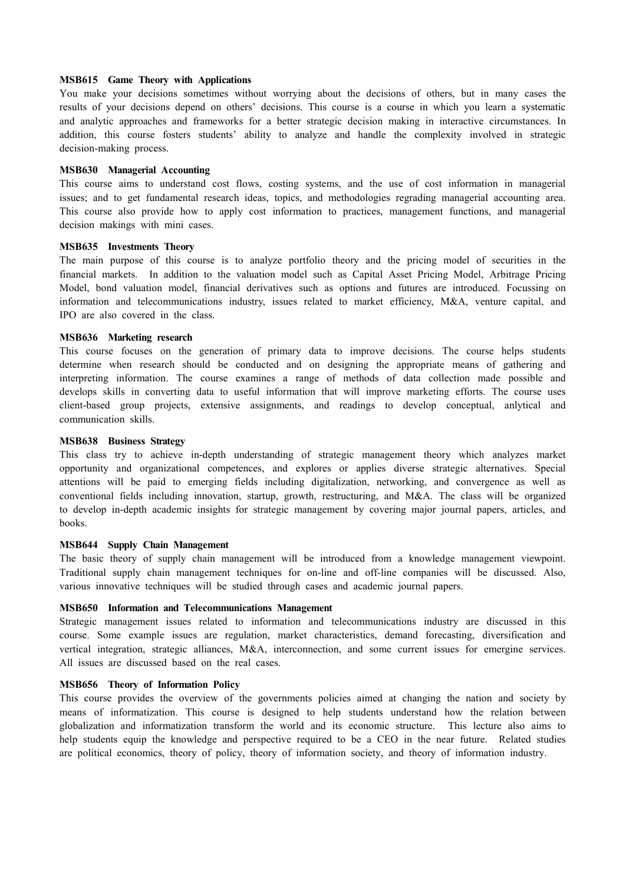**MSB615 Game Theory with Applications**

You make your decisions sometimes without worrying about the decisions of others, but in many cases the results of your decisions depend on others' decisions. This course is a course in which you learn a systematic and analytic approaches and frameworks for a better strategic decision making in interactive circumstances. In addition, this course fosters students' ability to analyze and handle the complexity involved in strategic decision-making process.

**MSB630 Managerial Accounting**

This course aims to understand cost flows, costing systems, and the use of cost information in managerial issues; and to get fundamental research ideas, topics, and methodologies regrading managerial accounting area. This course also provide how to apply cost information to practices, management functions, and managerial decision makings with mini cases.

**MSB635 Investments Theory**

The main purpose of this course is to analyze portfolio theory and the pricing model of securities in the financial markets. In addition to the valuation model such as Capital Asset Pricing Model, Arbitrage Pricing Model, bond valuation model, financial derivatives such as options and futures are introduced. Focussing on information and telecommunications industry, issues related to market efficiency, M&A, venture capital, and IPO are also covered in the class.

**MSB636 Marketing research**

This course focuses on the generation of primary data to improve decisions. The course helps students determine when research should be conducted and on designing the appropriate means of gathering and interpreting information. The course examines a range of methods of data collection made possible and develops skills in converting data to useful information that will improve marketing efforts. The course uses client-based group projects, extensive assignments, and readings to develop conceptual, anlytical and communication skills.

**MSB638 Business Strategy**

This class try to achieve in-depth understanding of strategic management theory which analyzes market opportunity and organizational competences, and explores or applies diverse strategic alternatives. Special attentions will be paid to emerging fields including digitalization, networking, and convergence as well as conventional fields including innovation, startup, growth, restructuring, and M&A. The class will be organized to develop in-depth academic insights for strategic management by covering major journal papers, articles, and books.

**MSB644 Supply Chain Management**

The basic theory of supply chain management will be introduced from a knowledge management viewpoint. Traditional supply chain management techniques for on-line and off-line companies will be discussed. Also, various innovative techniques will be studied through cases and academic journal papers.

**MSB650 Information and Telecommunications Management**

Strategic management issues related to information and telecommunications industry are discussed in this course. Some example issues are regulation, market characteristics, demand forecasting, diversification and vertical integration, strategic alliances, M&A, interconnection, and some current issues for emergine services. All issues are discussed based on the real cases.

**MSB656 Theory of Information Policy**

This course provides the overview of the governments policies aimed at changing the nation and society by means of informatization. This course is designed to help students understand how the relation between globalization and informatization transform the world and its economic structure. This lecture also aims to help students equip the knowledge and perspective required to be a CEO in the near future. Related studies are political economics, theory of policy, theory of information society, and theory of information industry.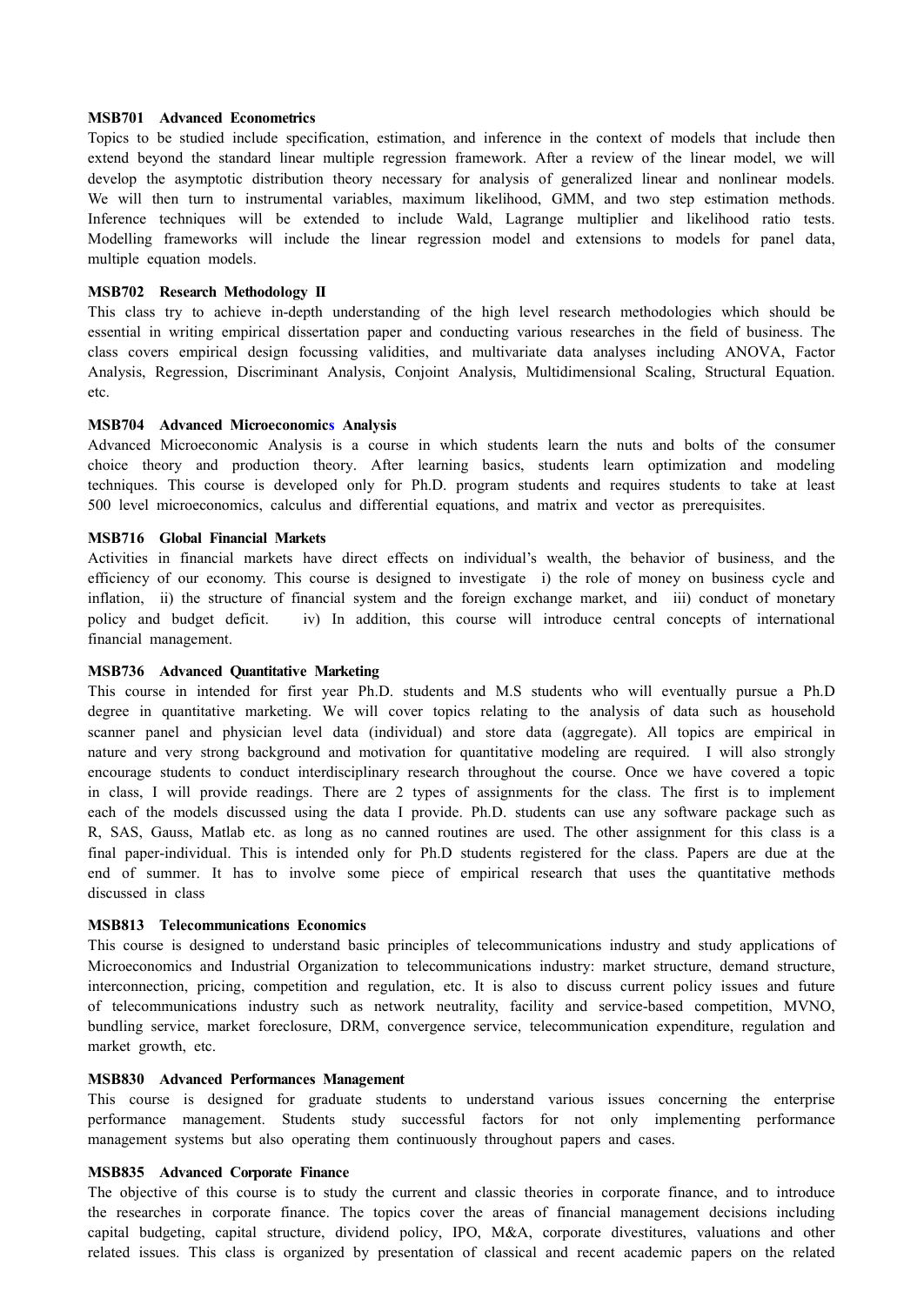**MSB701 Advanced Econometrics**

Topics to be studied include specification, estimation, and inference in the context of models that include then extend beyond the standard linear multiple regression framework. After a review of the linear model, we will develop the asymptotic distribution theory necessary for analysis of generalized linear and nonlinear models. We will then turn to instrumental variables, maximum likelihood, GMM, and two step estimation methods. Inference techniques will be extended to include Wald, Lagrange multiplier and likelihood ratio tests. Modelling frameworks will include the linear regression model and extensions to models for panel data, multiple equation models.

**MSB702 Research Methodology II**

This class try to achieve in-depth understanding of the high level research methodologies which should be essential in writing empirical dissertation paper and conducting various researches in the field of business. The class covers empirical design focussing validities, and multivariate data analyses including ANOVA, Factor Analysis, Regression, Discriminant Analysis, Conjoint Analysis, Multidimensional Scaling, Structural Equation. etc.

**MSB704 Advanced Microeconomics Analysis**

Advanced Microeconomic Analysis is a course in which students learn the nuts and bolts of the consumer choice theory and production theory. After learning basics, students learn optimization and modeling techniques. This course is developed only for Ph.D. program students and requires students to take at least 500 level microeconomics, calculus and differential equations, and matrix and vector as prerequisites.

**MSB716 Global Financial Markets**

Activities in financial markets have direct effects on individual's wealth, the behavior of business, and the efficiency of our economy. This course is designed to investigate i) the role of money on business cycle and inflation, ii) the structure of financial system and the foreign exchange market, and iii) conduct of monetary policy and budget deficit. iv) In addition, this course will introduce central concepts of international financial management.

**MSB736 Advanced Quantitative Marketing**

This course in intended for first year Ph.D. students and M.S students who will eventually pursue a Ph.D degree in quantitative marketing. We will cover topics relating to the analysis of data such as household scanner panel and physician level data (individual) and store data (aggregate). All topics are empirical in nature and very strong background and motivation for quantitative modeling are required. I will also strongly encourage students to conduct interdisciplinary research throughout the course. Once we have covered a topic in class, I will provide readings. There are 2 types of assignments for the class. The first is to implement each of the models discussed using the data I provide. Ph.D. students can use any software package such as R, SAS, Gauss, Matlab etc. as long as no canned routines are used. The other assignment for this class is a final paper-individual. This is intended only for Ph.D students registered for the class. Papers are due at the end of summer. It has to involve some piece of empirical research that uses the quantitative methods discussed in class

**MSB813 Telecommunications Economics**

This course is designed to understand basic principles of telecommunications industry and study applications of Microeconomics and Industrial Organization to telecommunications industry: market structure, demand structure, interconnection, pricing, competition and regulation, etc. It is also to discuss current policy issues and future of telecommunications industry such as network neutrality, facility and service-based competition, MVNO, bundling service, market foreclosure, DRM, convergence service, telecommunication expenditure, regulation and market growth, etc.

**MSB830 Advanced Performances Management**

This course is designed for graduate students to understand various issues concerning the enterprise performance management. Students study successful factors for not only implementing performance management systems but also operating them continuously throughout papers and cases.

**MSB835 Advanced Corporate Finance**

The objective of this course is to study the current and classic theories in corporate finance, and to introduce the researches in corporate finance. The topics cover the areas of financial management decisions including capital budgeting, capital structure, dividend policy, IPO, M&A, corporate divestitures, valuations and other related issues. This class is organized by presentation of classical and recent academic papers on the related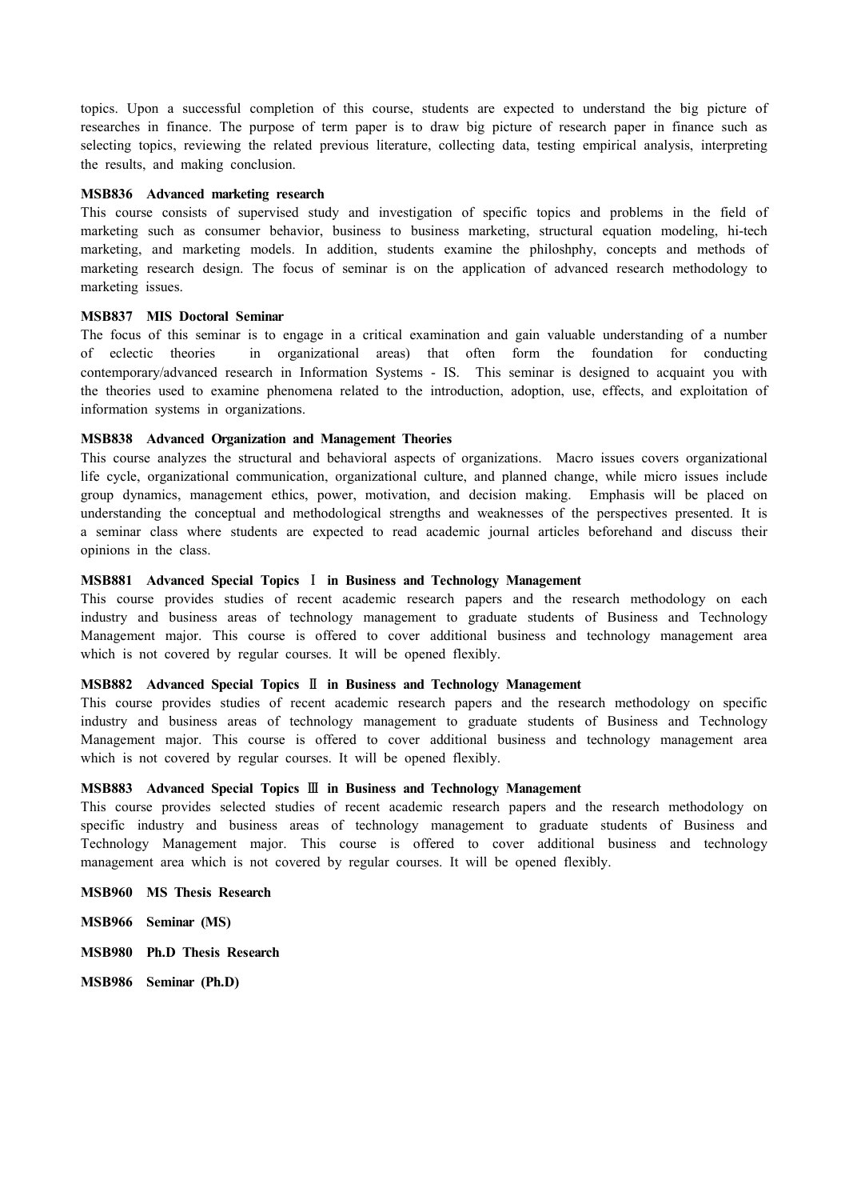topics. Upon a successful completion of this course, students are expected to understand the big picture of researches in finance. The purpose of term paper is to draw big picture of research paper in finance such as selecting topics, reviewing the related previous literature, collecting data, testing empirical analysis, interpreting the results, and making conclusion.

**MSB836 Advanced marketing research**

This course consists of supervised study and investigation of specific topics and problems in the field of marketing such as consumer behavior, business to business marketing, structural equation modeling, hi-tech marketing, and marketing models. In addition, students examine the philoshphy, concepts and methods of marketing research design. The focus of seminar is on the application of advanced research methodology to marketing issues.

**MSB837 MIS Doctoral Seminar**

The focus of this seminar is to engage in a critical examination and gain valuable understanding of a number of eclectic theories in organizational areas) that often form the foundation for conducting contemporary/advanced research in Information Systems - IS. This seminar is designed to acquaint you with the theories used to examine phenomena related to the introduction, adoption, use, effects, and exploitation of information systems in organizations.

**MSB838 Advanced Organization and Management Theories**

This course analyzes the structural and behavioral aspects of organizations. Macro issues covers organizational life cycle, organizational communication, organizational culture, and planned change, while micro issues include group dynamics, management ethics, power, motivation, and decision making. Emphasis will be placed on understanding the conceptual and methodological strengths and weaknesses of the perspectives presented. It is a seminar class where students are expected to read academic journal articles beforehand and discuss their opinions in the class.

**MSB881 Advanced Special Topics Ⅰ in Business and Technology Management**

This course provides studies of recent academic research papers and the research methodology on each industry and business areas of technology management to graduate students of Business and Technology Management major. This course is offered to cover additional business and technology management area which is not covered by regular courses. It will be opened flexibly.

**MSB882 Advanced Special Topics Ⅱ in Business and Technology Management**

This course provides studies of recent academic research papers and the research methodology on specific industry and business areas of technology management to graduate students of Business and Technology Management major. This course is offered to cover additional business and technology management area which is not covered by regular courses. It will be opened flexibly.

**MSB883 Advanced Special Topics Ⅲ in Business and Technology Management**

This course provides selected studies of recent academic research papers and the research methodology on specific industry and business areas of technology management to graduate students of Business and Technology Management major. This course is offered to cover additional business and technology management area which is not covered by regular courses. It will be opened flexibly.

**MSB960 MS Thesis Research**

**MSB966 Seminar (MS)**

**MSB980 Ph.D Thesis Research**

**MSB986 Seminar (Ph.D)**